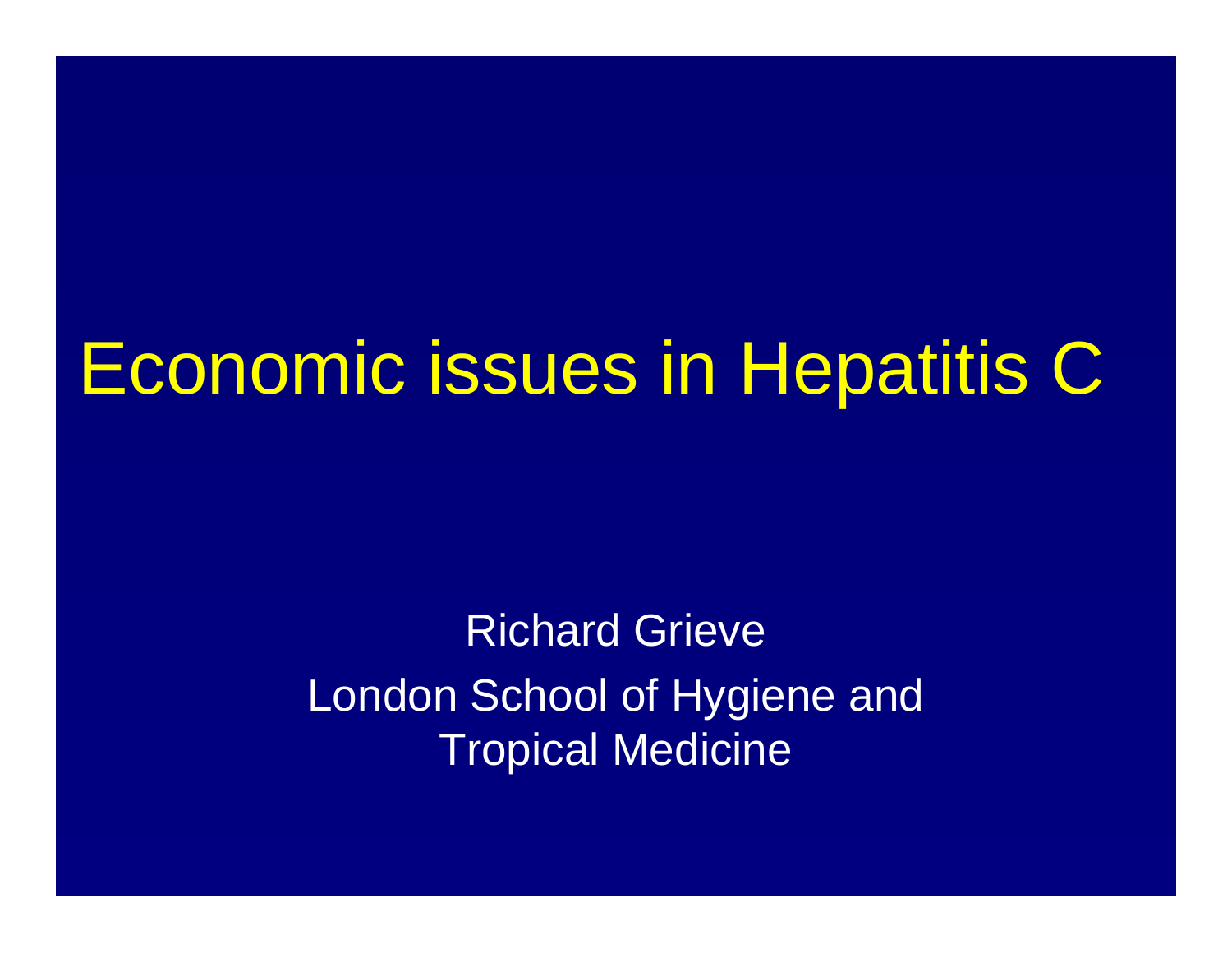# Economic issues in Hepatitis C

Richard Grieve

London School of Hygiene and Tropical Medicine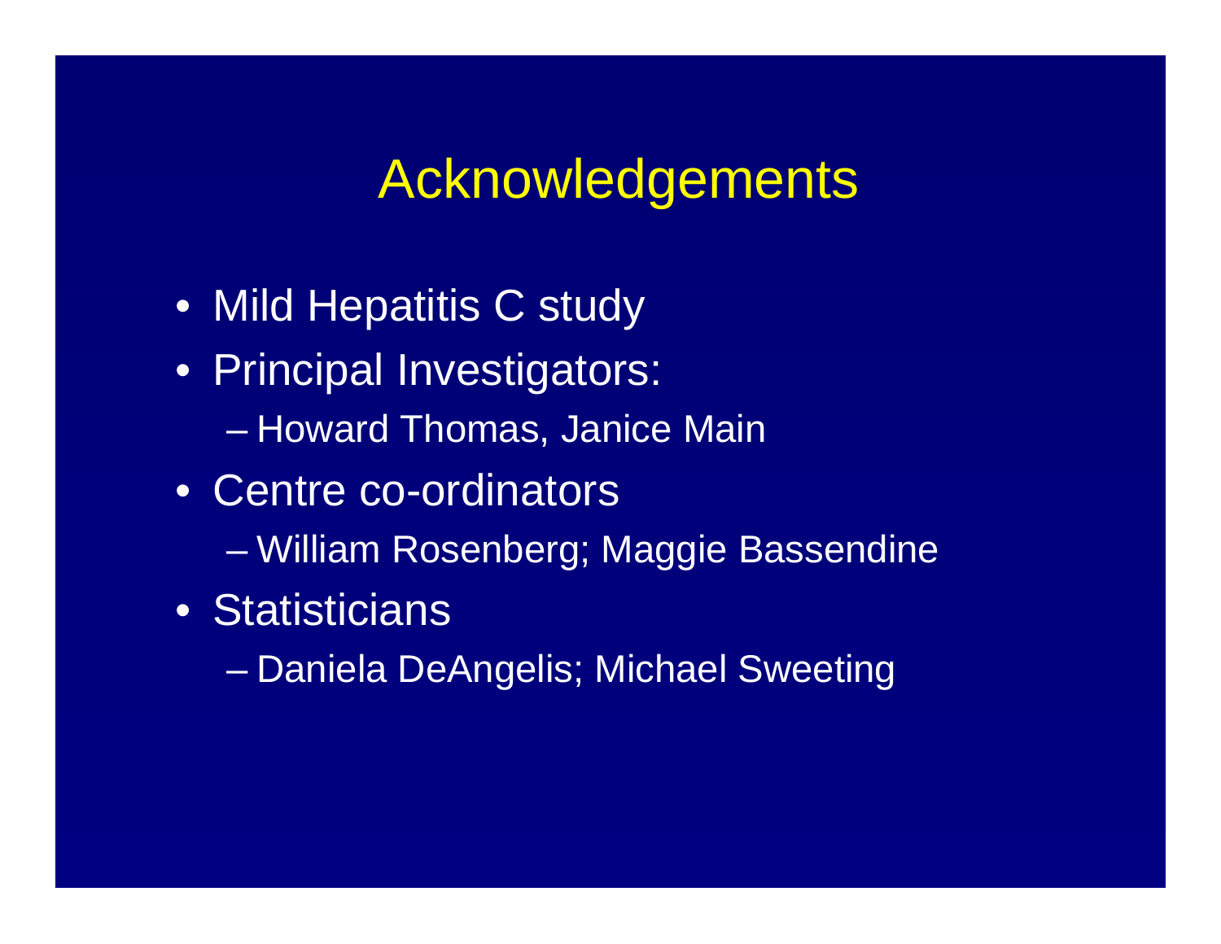# Acknowledgements

- Mild Hepatitis C study
- Principal Investigators:
  - Howard Thomas, Janice Main
- Centre co-ordinators
  - William Rosenberg; Maggie Bassendine
- Statisticians
  - Daniela DeAngelis; Michael Sweeting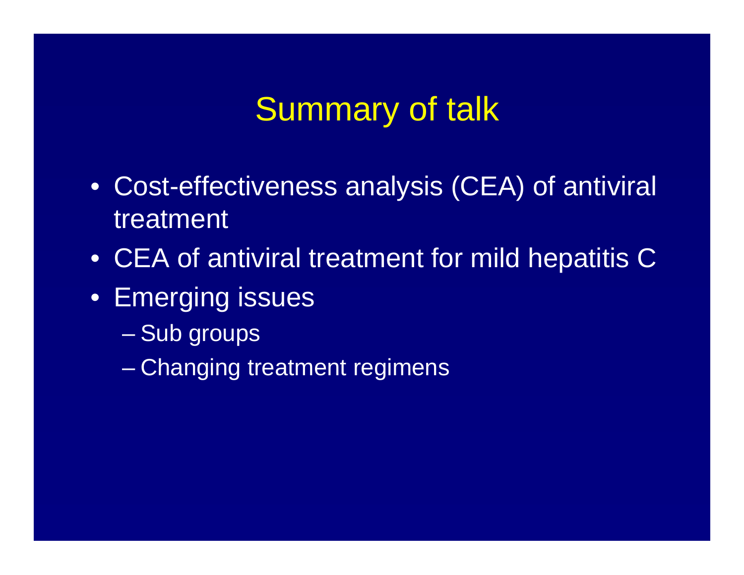# Summary of talk

- Cost-effectiveness analysis (CEA) of antiviral treatment
- CEA of antiviral treatment for mild hepatitis C
- Emerging issues
  - Sub groups
  - Changing treatment regimens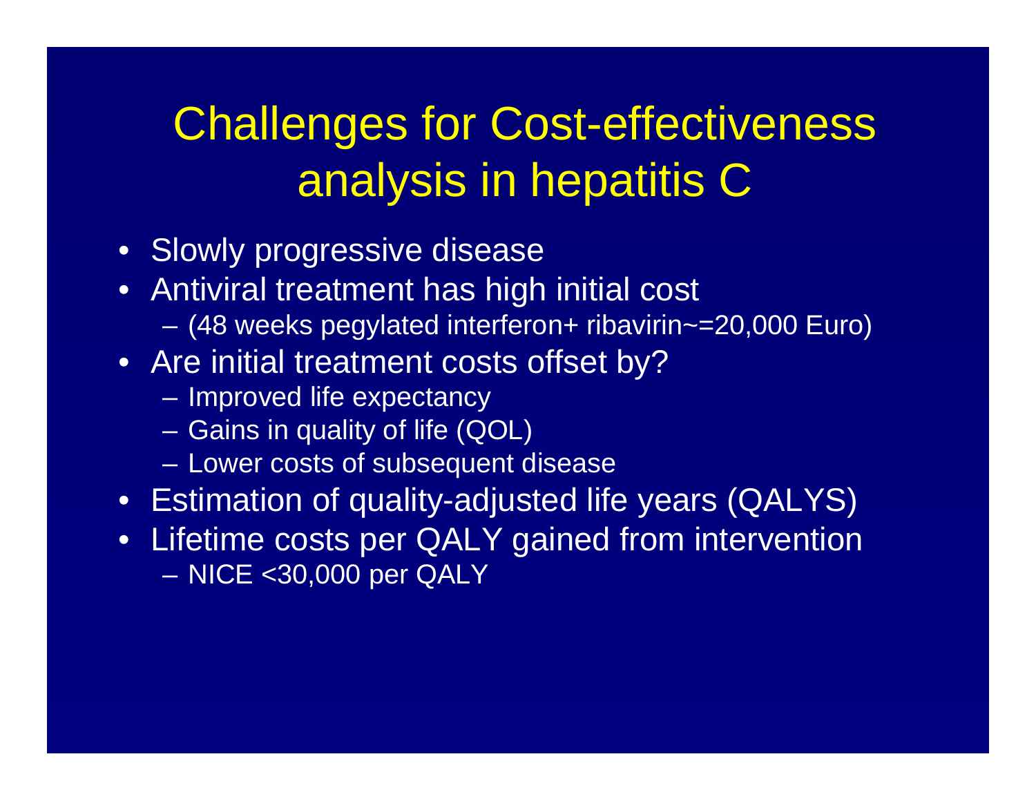# Challenges for Cost-effectiveness analysis in hepatitis C

- Slowly progressive disease
- Antiviral treatment has high initial cost
  - (48 weeks pegylated interferon+ ribavirin~=20,000 Euro)
- Are initial treatment costs offset by?
  - Improved life expectancy
  - Gains in quality of life (QOL)
  - Lower costs of subsequent disease
- Estimation of quality-adjusted life years (QALYS)
- Lifetime costs per QALY gained from intervention
  - NICE <30,000 per QALY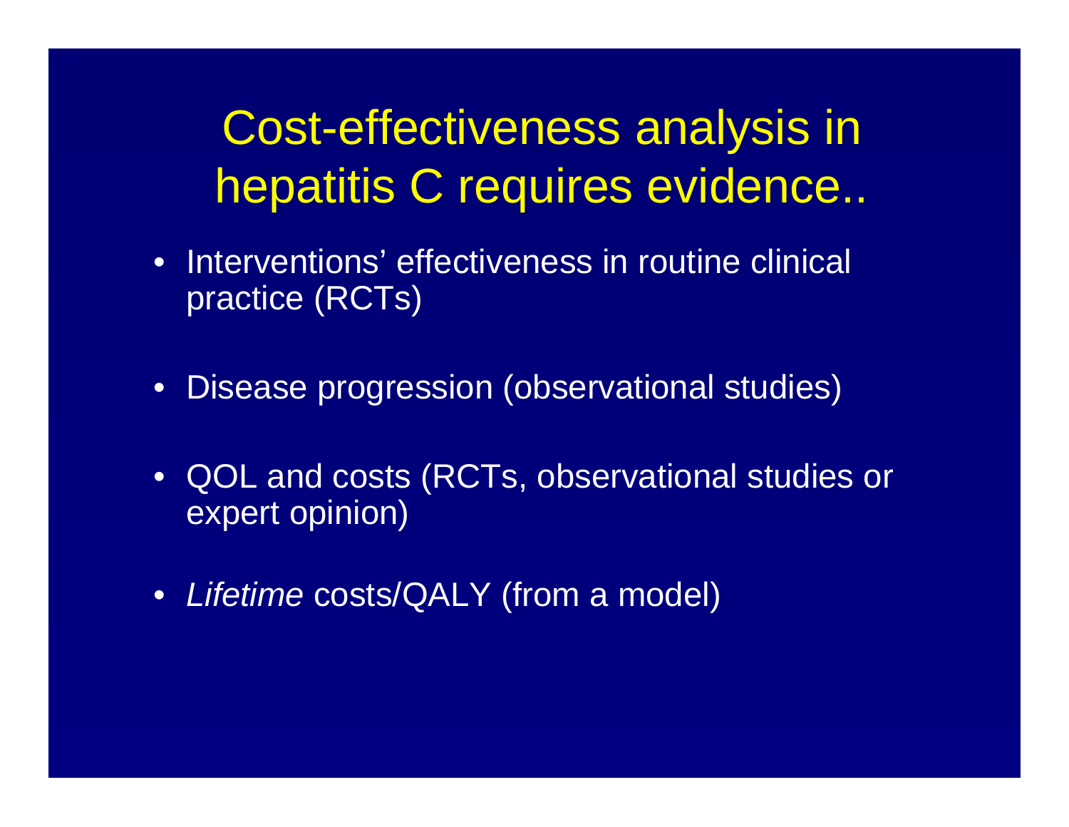# Cost-effectiveness analysis in hepatitis C requires evidence..

- Interventions' effectiveness in routine clinical practice (RCTs)
- Disease progression (observational studies)
- QOL and costs (RCTs, observational studies or expert opinion)
- *Lifetime* costs/QALY (from a model)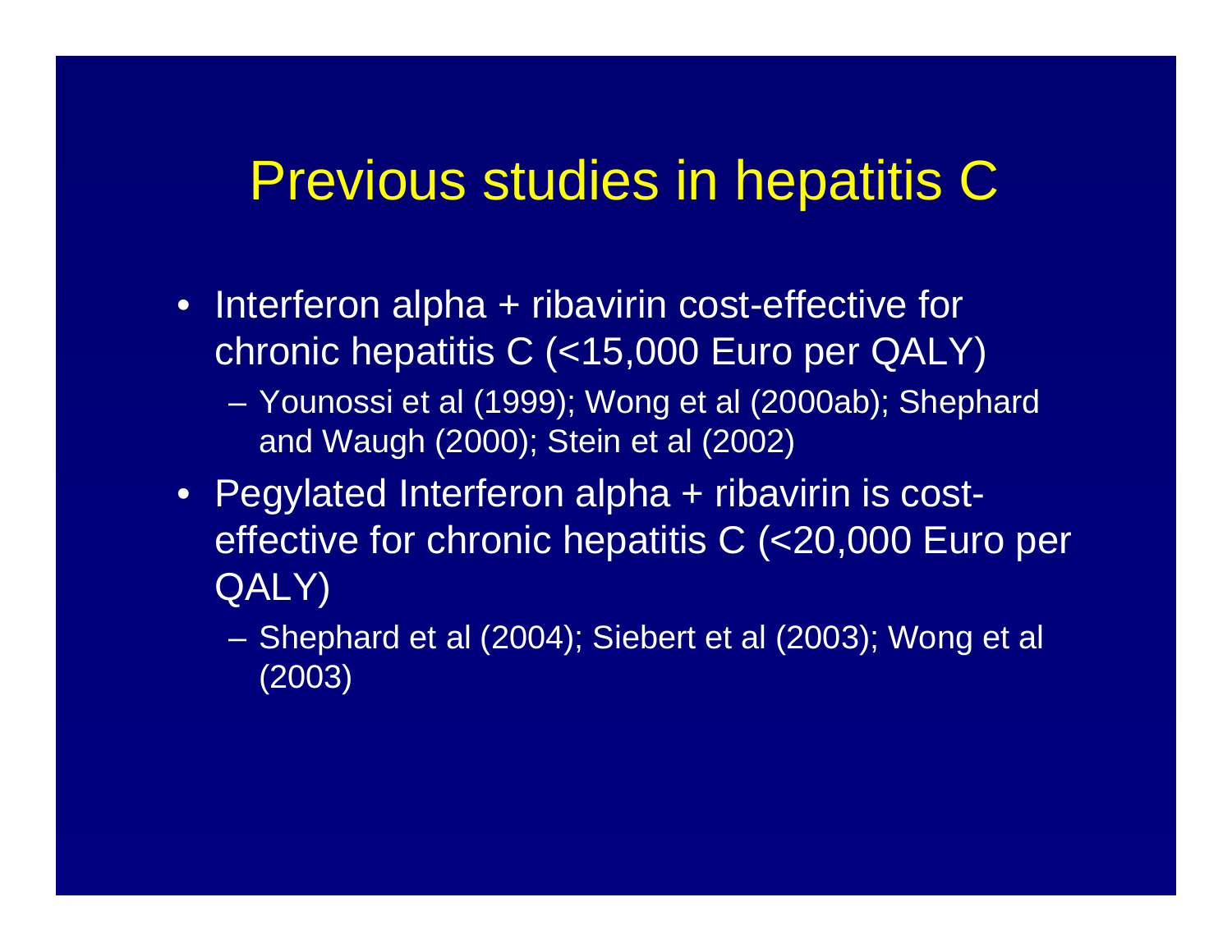# Previous studies in hepatitis C

- Interferon alpha + ribavirin cost-effective for chronic hepatitis C (<15,000 Euro per QALY)
  - Younossi et al (1999); Wong et al (2000ab); Shephard and Waugh (2000); Stein et al (2002)
- Pegylated Interferon alpha + ribavirin is cost-effective for chronic hepatitis C (<20,000 Euro per QALY)
  - Shephard et al (2004); Siebert et al (2003); Wong et al (2003)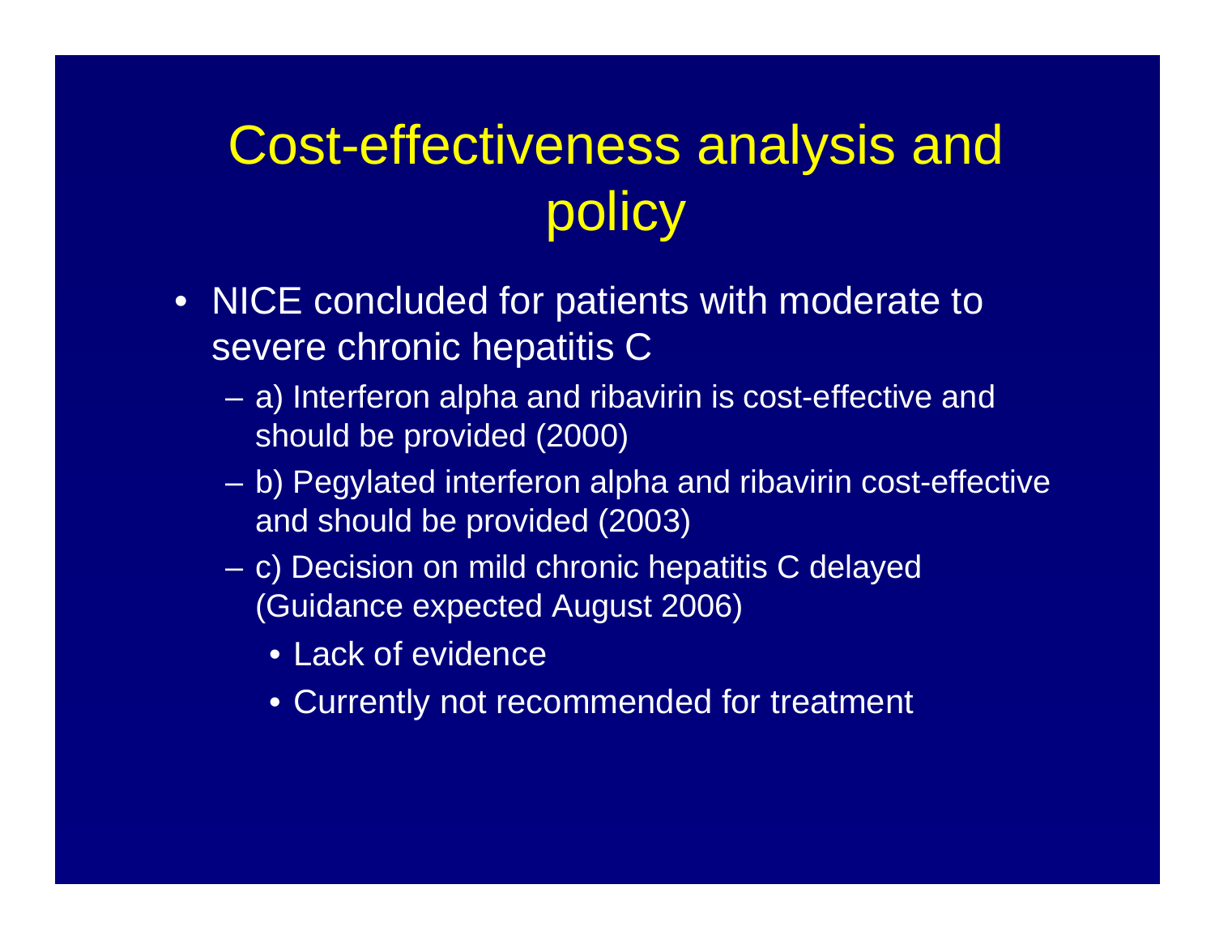# Cost-effectiveness analysis and policy

- NICE concluded for patients with moderate to severe chronic hepatitis C
  - a) Interferon alpha and ribavirin is cost-effective and should be provided (2000)
  - b) Pegylated interferon alpha and ribavirin cost-effective and should be provided (2003)
  - c) Decision on mild chronic hepatitis C delayed (Guidance expected August 2006)
    - Lack of evidence
    - Currently not recommended for treatment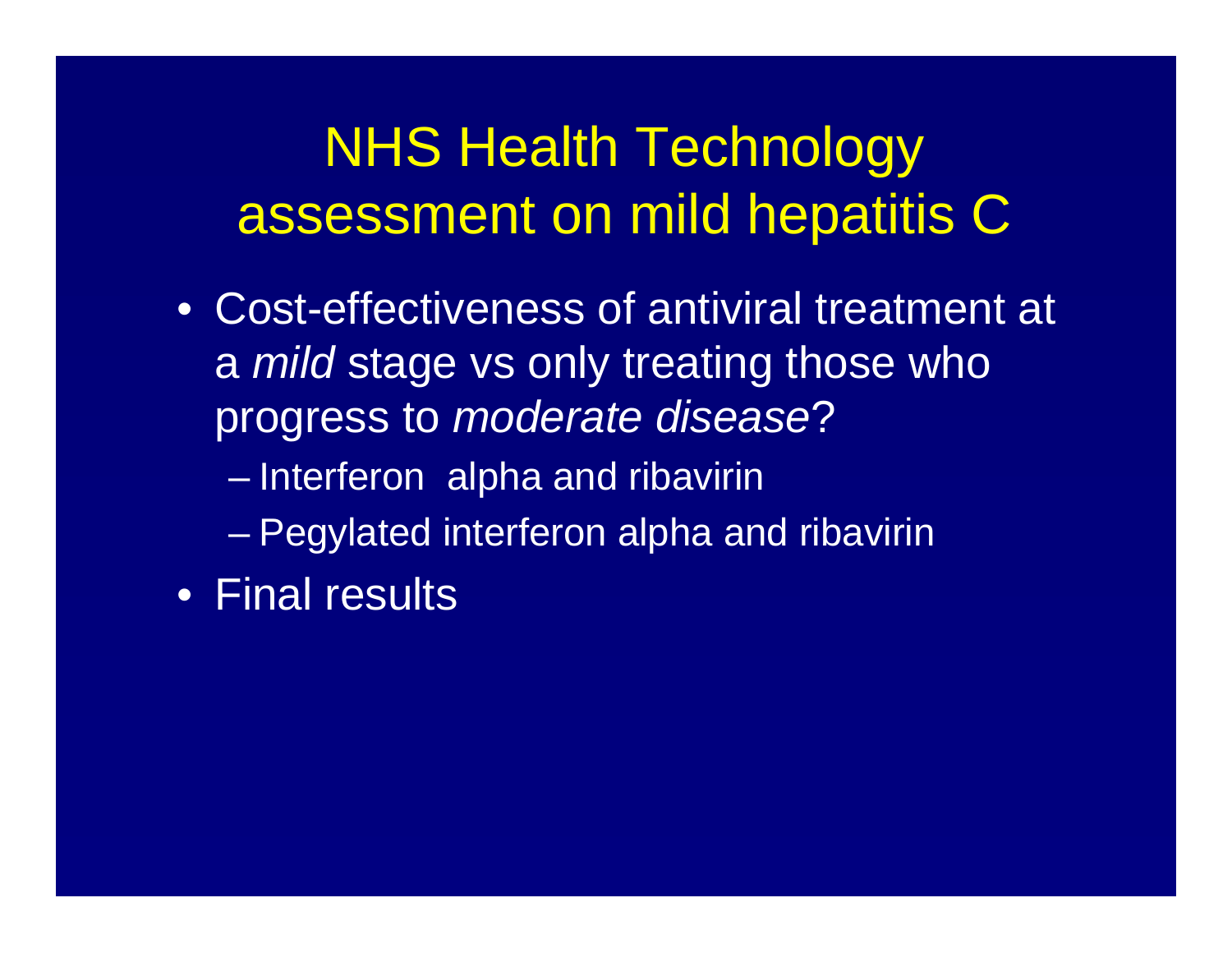# NHS Health Technology assessment on mild hepatitis C

- Cost-effectiveness of antiviral treatment at a *mild* stage vs only treating those who progress to *moderate disease*?
  - Interferon alpha and ribavirin
  - Pegylated interferon alpha and ribavirin
- Final results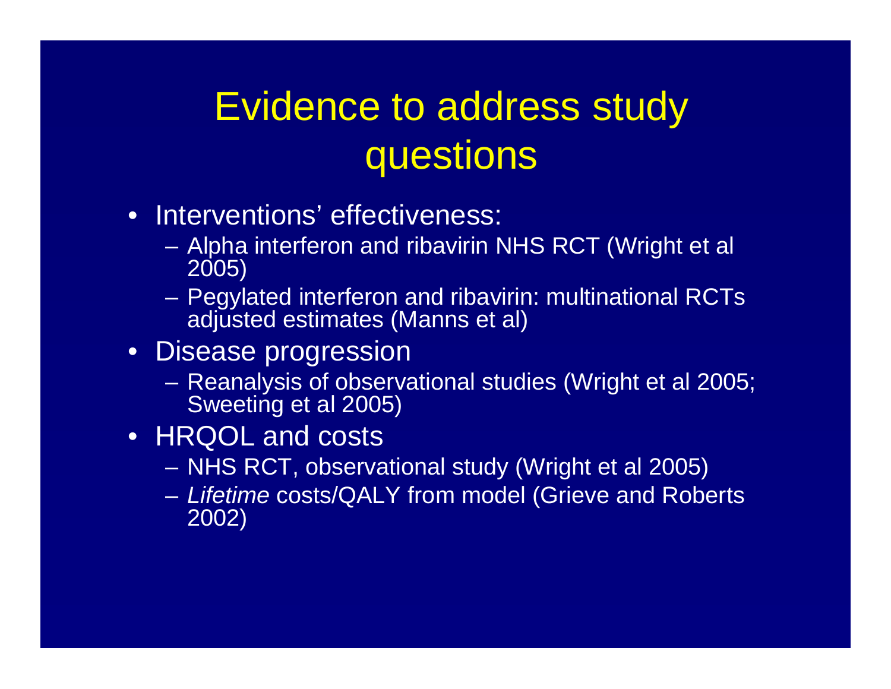# Evidence to address study questions

- Interventions' effectiveness:
  - Alpha interferon and ribavirin NHS RCT (Wright et al 2005)
  - Pegylated interferon and ribavirin: multinational RCTs adjusted estimates (Manns et al)
- Disease progression
  - Reanalysis of observational studies (Wright et al 2005; Sweeting et al 2005)
- HRQOL and costs
  - NHS RCT, observational study (Wright et al 2005)
  - *Lifetime* costs/QALY from model (Grieve and Roberts 2002)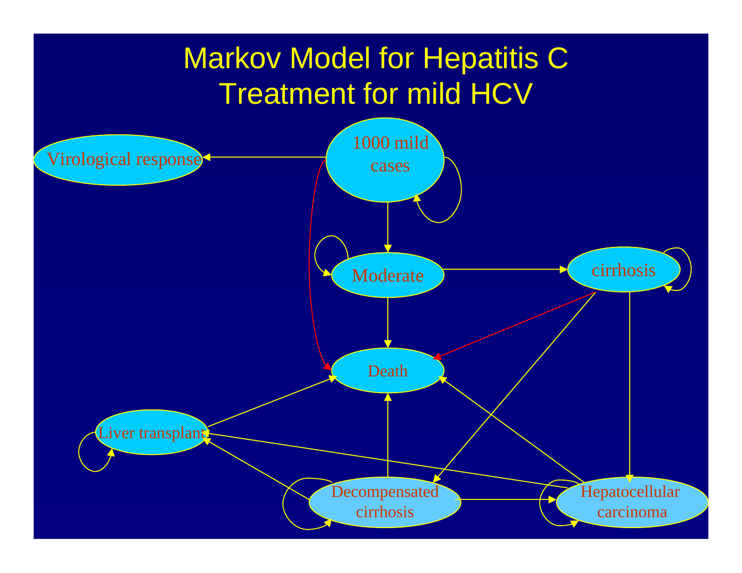# Markov Model for Hepatitis C Treatment for mild HCV

Virological response

1000 mild cases

Moderate

cirrhosis

Death

Liver transplant

Decompensated cirrhosis

Hepatocellular carcinoma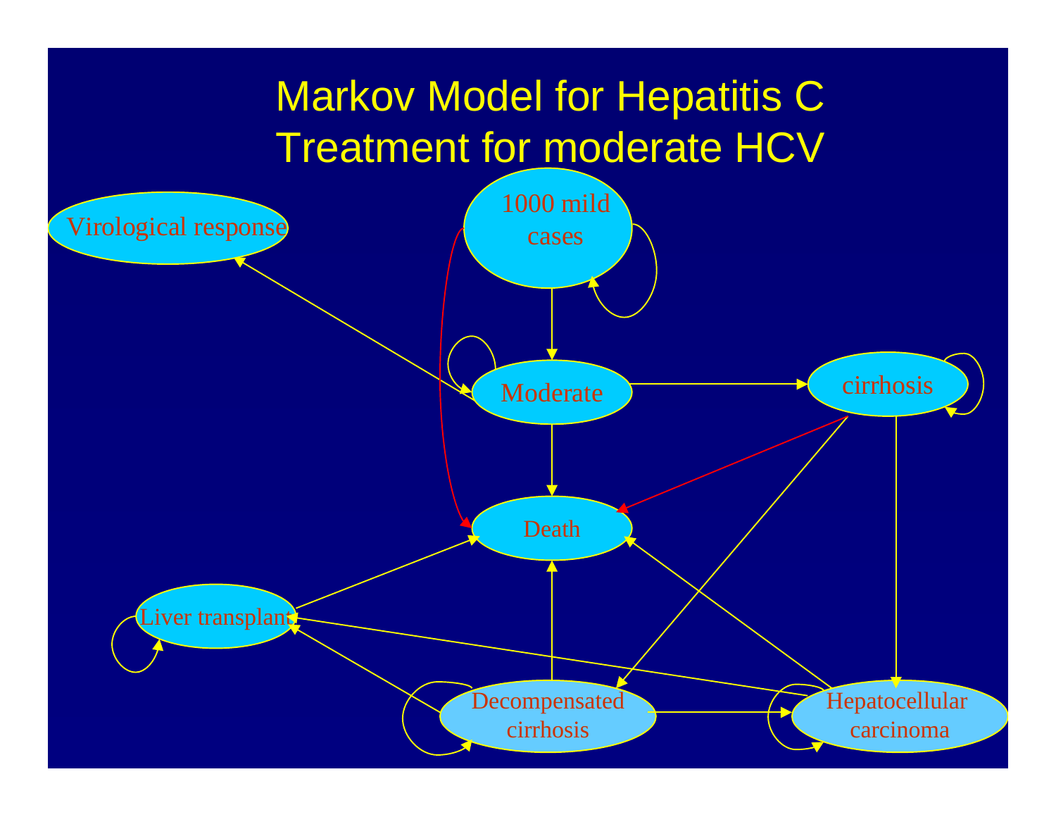# Markov Model for Hepatitis C Treatment for moderate HCV

Virological response

1000 mild cases

Moderate

cirrhosis

Death

Liver transplant

Decompensated cirrhosis

Hepatocellular carcinoma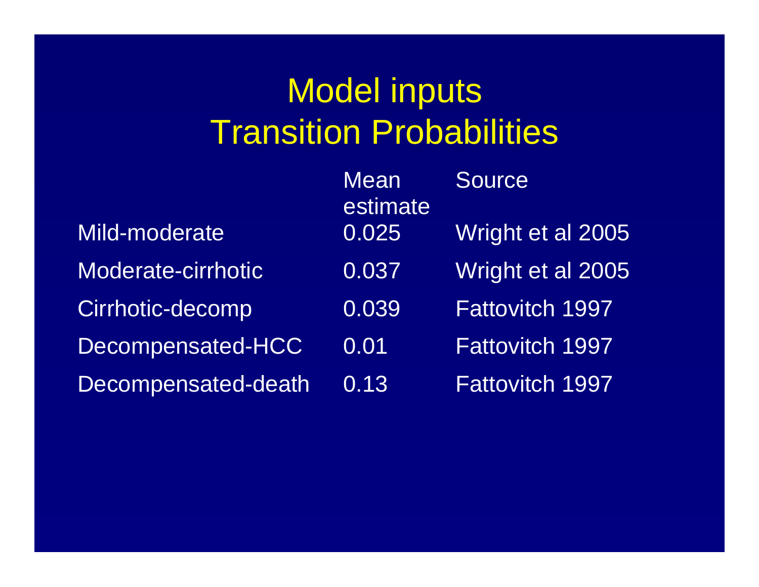# Model inputs
# Transition Probabilities

| | Mean estimate | Source |
|---|---|---|
| Mild-moderate | 0.025 | Wright et al 2005 |
| Moderate-cirrhotic | 0.037 | Wright et al 2005 |
| Cirrhotic-decomp | 0.039 | Fattovitch 1997 |
| Decompensated-HCC | 0.01 | Fattovitch 1997 |
| Decompensated-death | 0.13 | Fattovitch 1997 |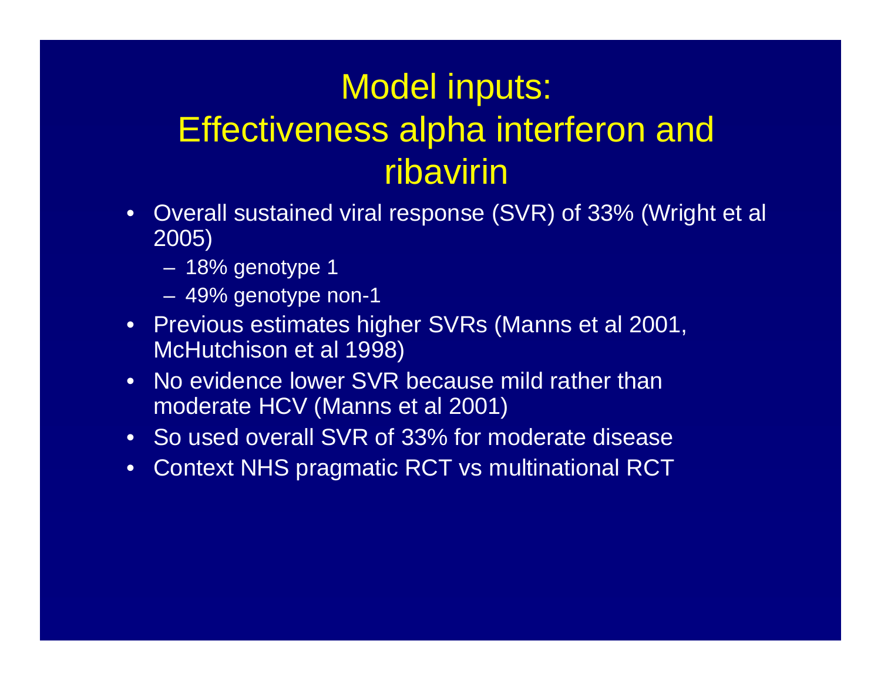# Model inputs: Effectiveness alpha interferon and ribavirin

- Overall sustained viral response (SVR) of 33% (Wright et al 2005)
  - 18% genotype 1
  - 49% genotype non-1
- Previous estimates higher SVRs (Manns et al 2001, McHutchison et al 1998)
- No evidence lower SVR because mild rather than moderate HCV (Manns et al 2001)
- So used overall SVR of 33% for moderate disease
- Context NHS pragmatic RCT vs multinational RCT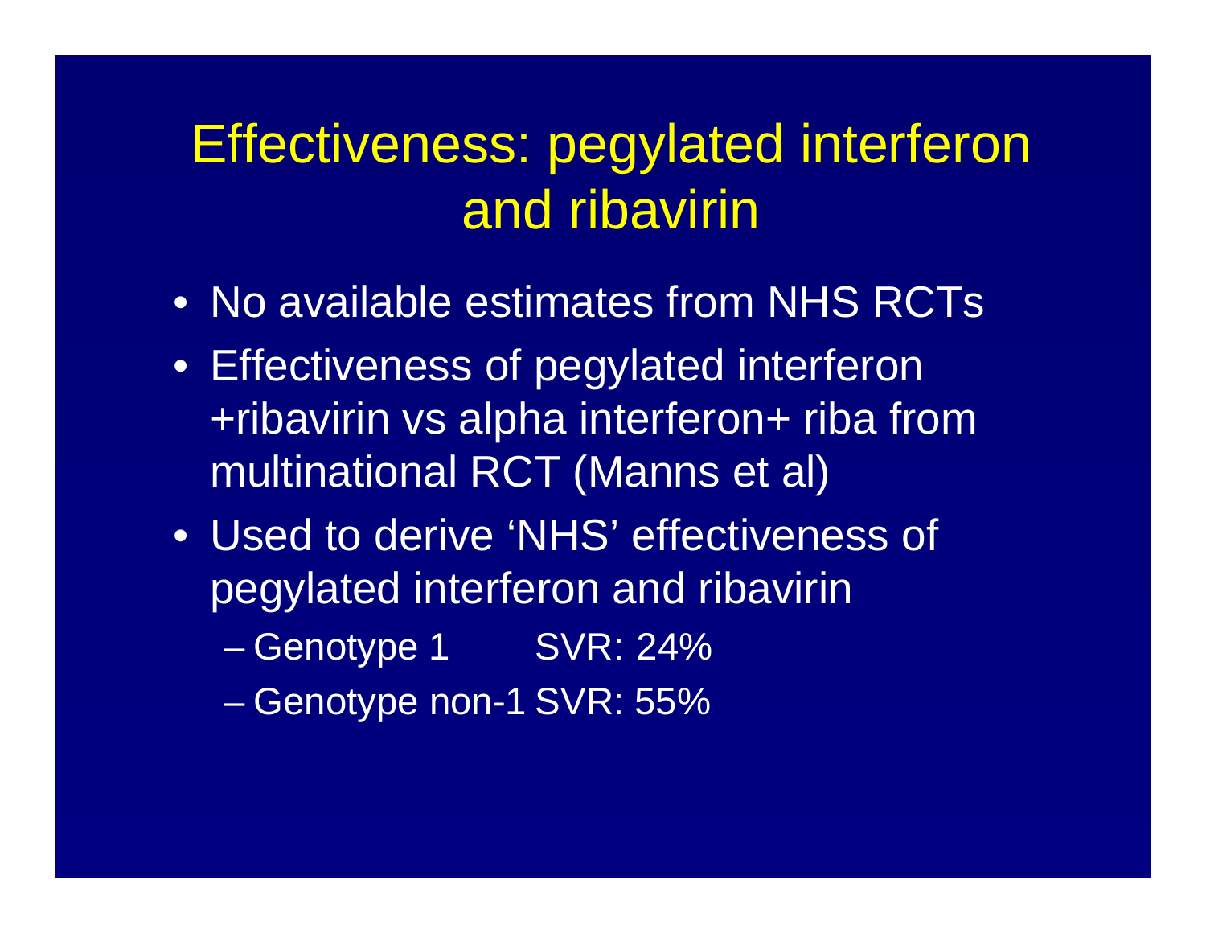# Effectiveness: pegylated interferon and ribavirin

- No available estimates from NHS RCTs
- Effectiveness of pegylated interferon +ribavirin vs alpha interferon+ riba from multinational RCT (Manns et al)
- Used to derive 'NHS' effectiveness of pegylated interferon and ribavirin
  - Genotype 1 SVR: 24%
  - Genotype non-1 SVR: 55%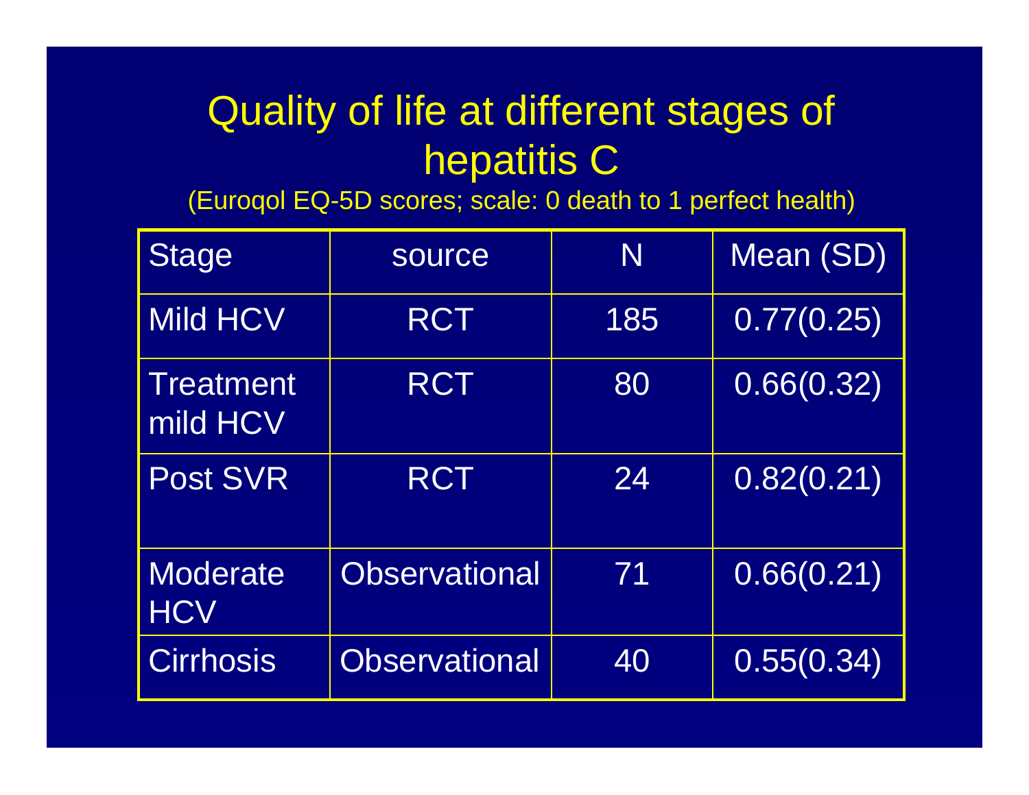# Quality of life at different stages of hepatitis C

(Euroqol EQ-5D scores; scale: 0 death to 1 perfect health)

| Stage | source | N | Mean (SD) |
|---|---|---|---|
| Mild HCV | RCT | 185 | 0.77(0.25) |
| Treatment mild HCV | RCT | 80 | 0.66(0.32) |
| Post SVR | RCT | 24 | 0.82(0.21) |
| Moderate HCV | Observational | 71 | 0.66(0.21) |
| Cirrhosis | Observational | 40 | 0.55(0.34) |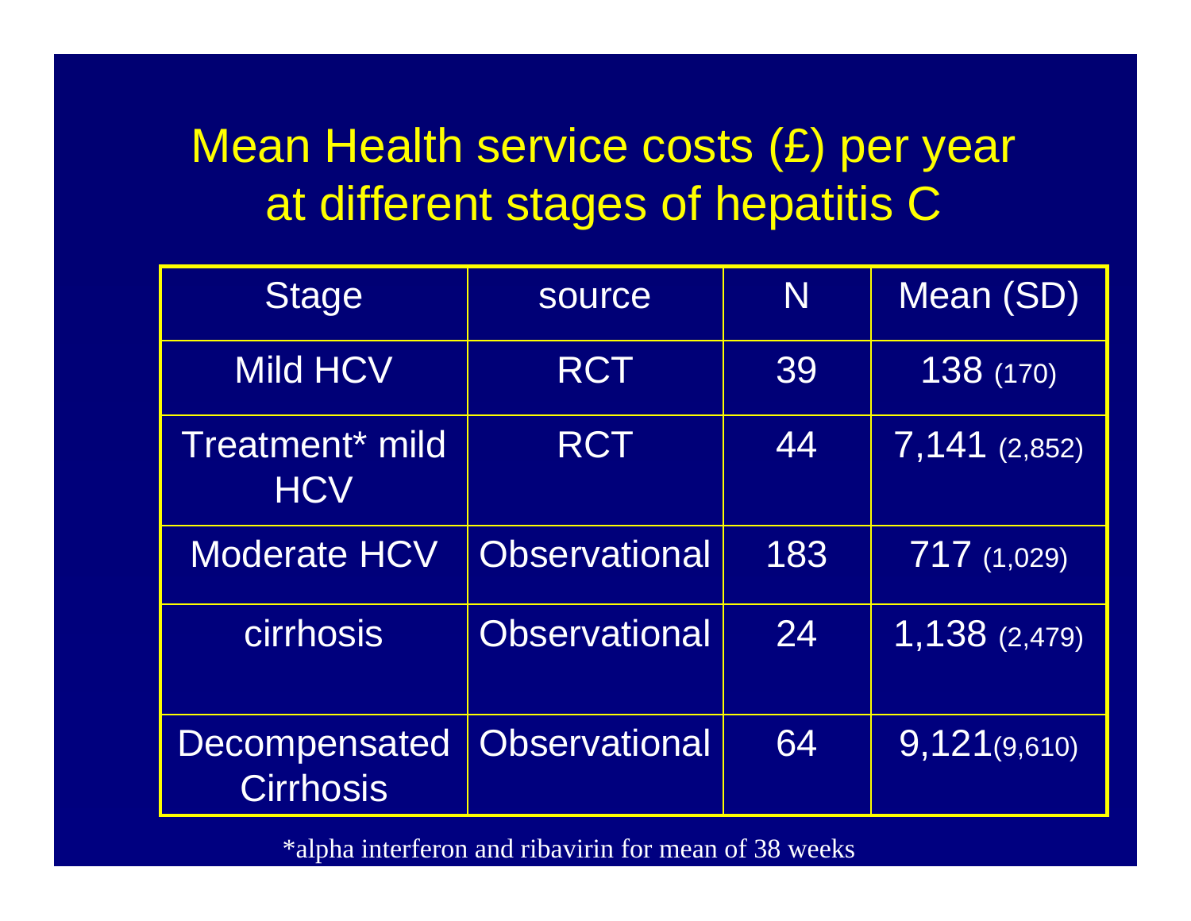# Mean Health service costs (£) per year at different stages of hepatitis C

| Stage | source | N | Mean (SD) |
|---|---|---|---|
| Mild HCV | RCT | 39 | 138 (170) |
| Treatment* mild HCV | RCT | 44 | 7,141 (2,852) |
| Moderate HCV | Observational | 183 | 717 (1,029) |
| cirrhosis | Observational | 24 | 1,138 (2,479) |
| Decompensated Cirrhosis | Observational | 64 | 9,121(9,610) |

*alpha interferon and ribavirin for mean of 38 weeks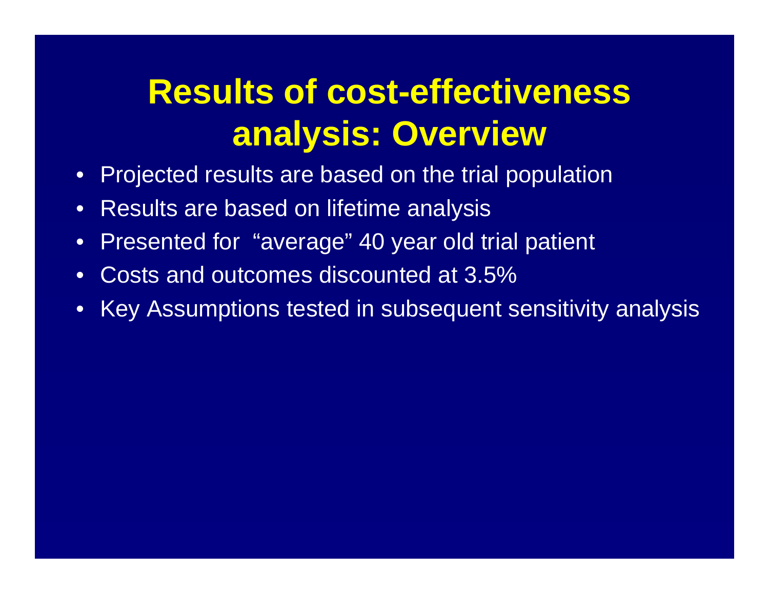# Results of cost-effectiveness analysis: Overview

- Projected results are based on the trial population
- Results are based on lifetime analysis
- Presented for "average" 40 year old trial patient
- Costs and outcomes discounted at 3.5%
- Key Assumptions tested in subsequent sensitivity analysis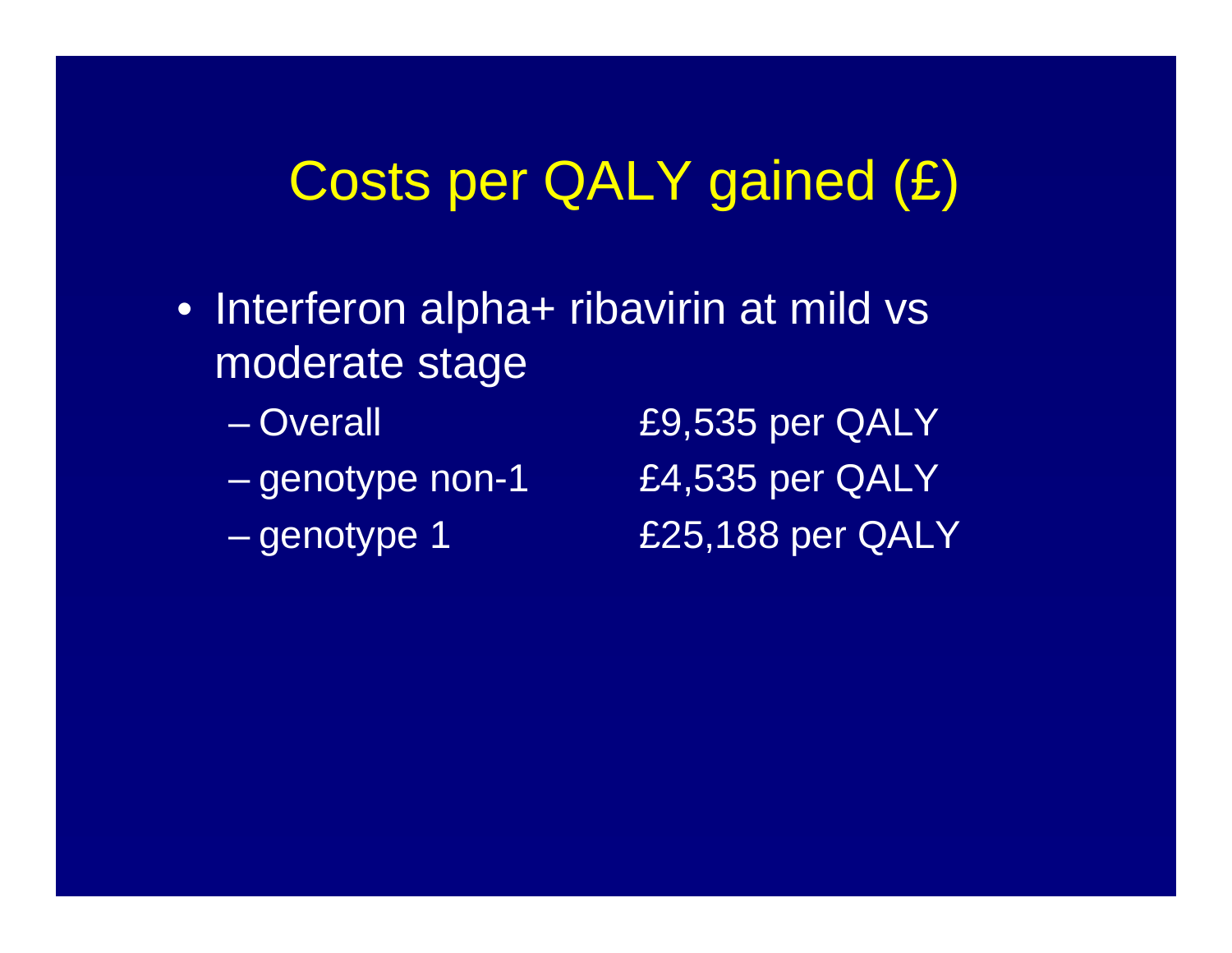# Costs per QALY gained (£)

- Interferon alpha+ ribavirin at mild vs moderate stage
  - Overall £9,535 per QALY
  - genotype non-1 £4,535 per QALY
  - genotype 1 £25,188 per QALY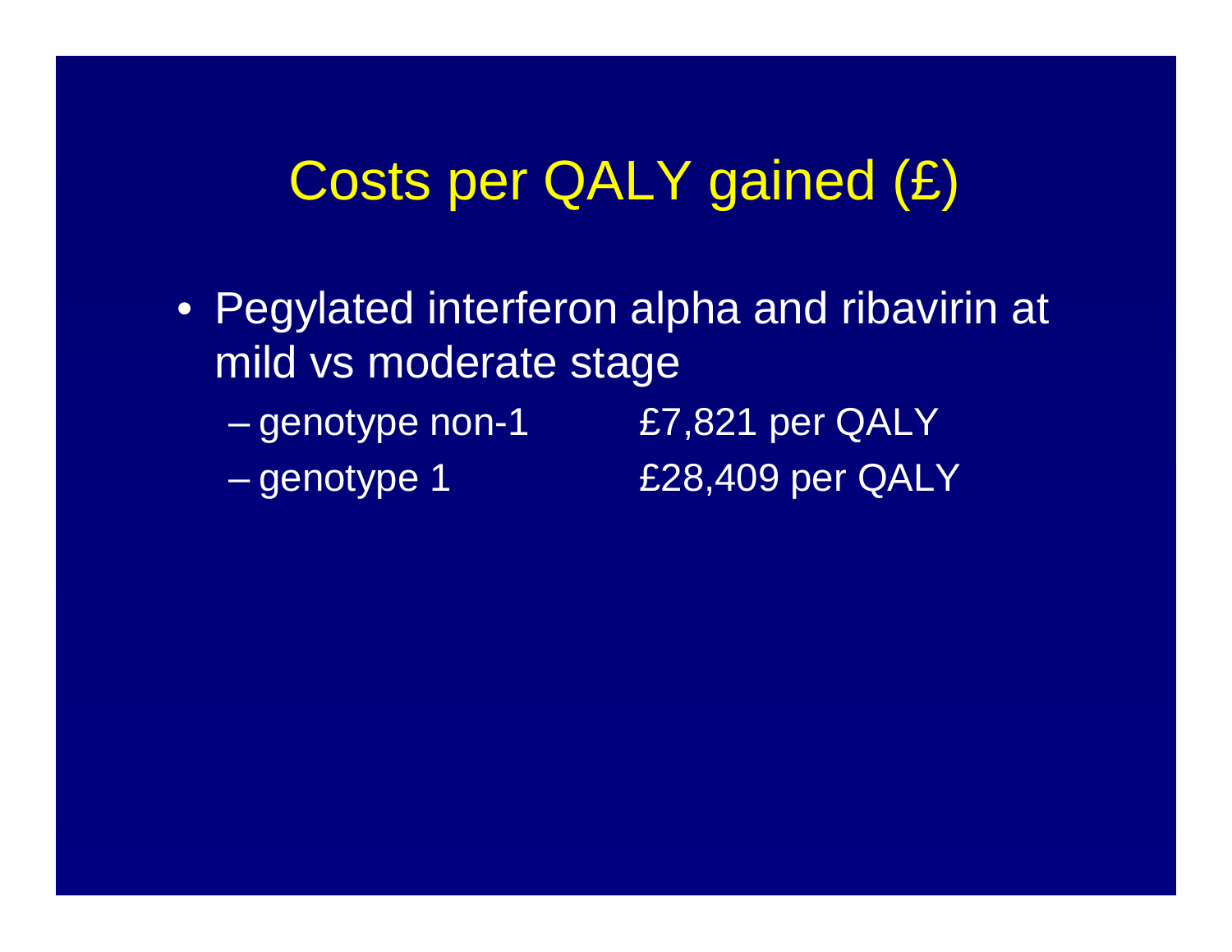# Costs per QALY gained (£)

- Pegylated interferon alpha and ribavirin at mild vs moderate stage
  - genotype non-1 £7,821 per QALY
  - genotype 1 £28,409 per QALY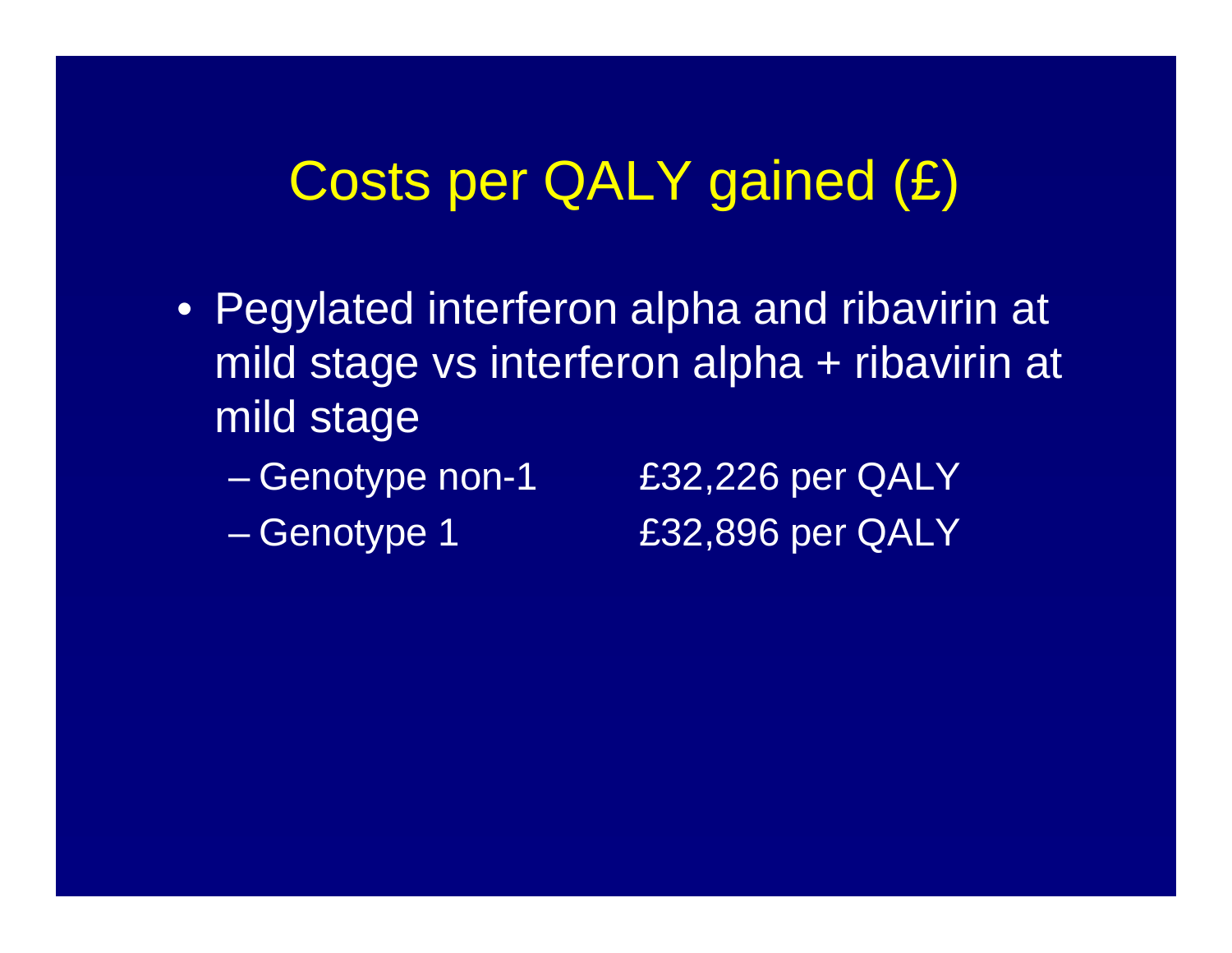# Costs per QALY gained (£)

- Pegylated interferon alpha and ribavirin at mild stage vs interferon alpha + ribavirin at mild stage
  - Genotype non-1 £32,226 per QALY
  - Genotype 1 £32,896 per QALY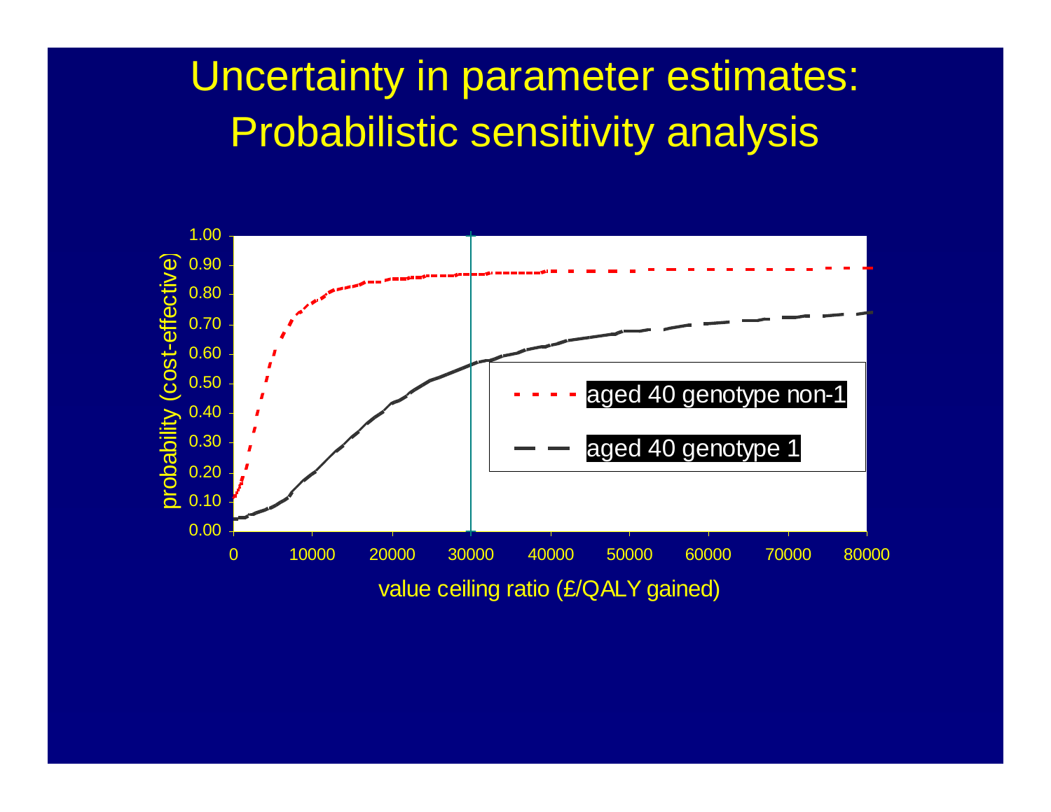# Uncertainty in parameter estimates: Probabilistic sensitivity analysis

probability (cost-effective)

1.00
0.90
0.80
0.70
0.60
0.50
0.40
0.30
0.20
0.10
0.00

0 10000 20000 30000 40000 50000 60000 70000 80000

value ceiling ratio (£/QALY gained)

aged 40 genotype non-1

aged 40 genotype 1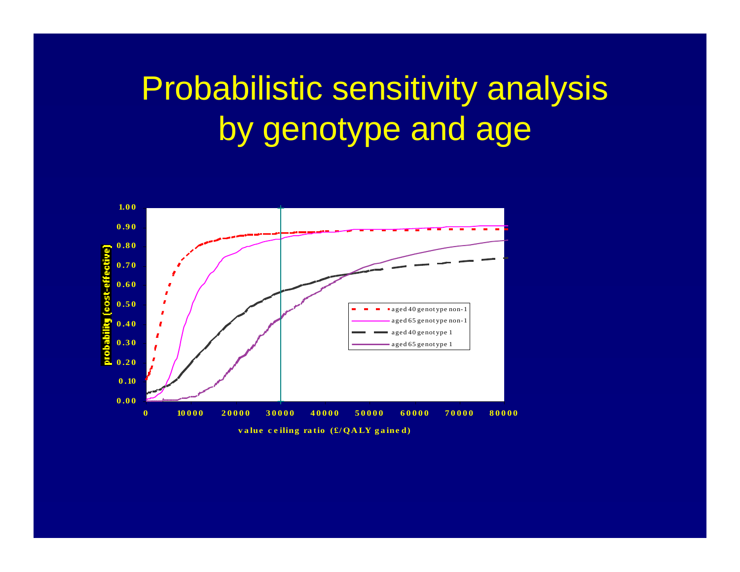# Probabilistic sensitivity analysis by genotype and age

probability (cost-effective)

1.00
0.90
0.80
0.70
0.60
0.50
0.40
0.30
0.20
0.10
0.00

0
10000
20000
30000
40000
50000
60000
70000
80000

value ceiling ratio (£/QALY gained)

aged 40 genotype non-1
aged 65 genotype non-1
aged 40 genotype 1
aged 65 genotype 1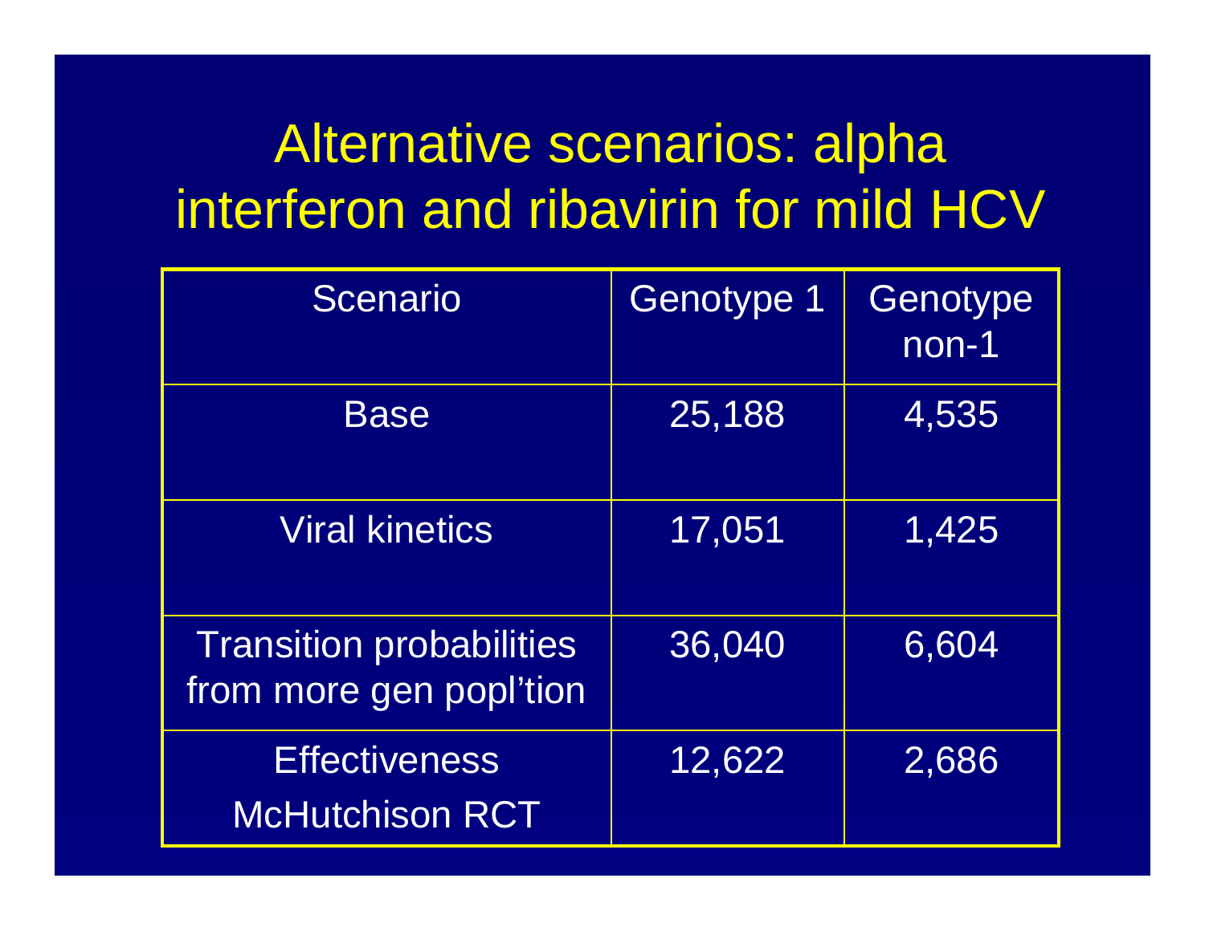# Alternative scenarios: alpha interferon and ribavirin for mild HCV

| Scenario | Genotype 1 | Genotype non-1 |
| --- | --- | --- |
| Base | 25,188 | 4,535 |
| Viral kinetics | 17,051 | 1,425 |
| Transition probabilities from more gen popl'tion | 36,040 | 6,604 |
| Effectiveness McHutchison RCT | 12,622 | 2,686 |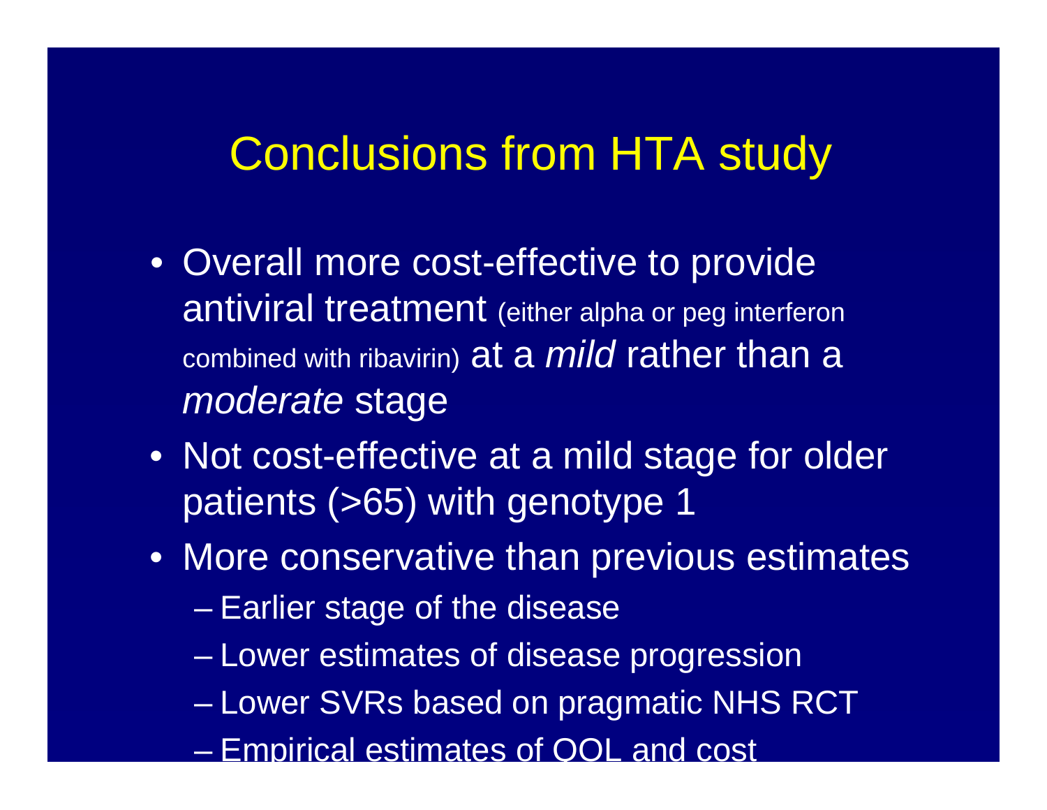# Conclusions from HTA study

- Overall more cost-effective to provide antiviral treatment (either alpha or peg interferon combined with ribavirin) at a *mild* rather than a *moderate* stage
- Not cost-effective at a mild stage for older patients (>65) with genotype 1
- More conservative than previous estimates
  - Earlier stage of the disease
  - Lower estimates of disease progression
  - Lower SVRs based on pragmatic NHS RCT
  - Empirical estimates of QOL and cost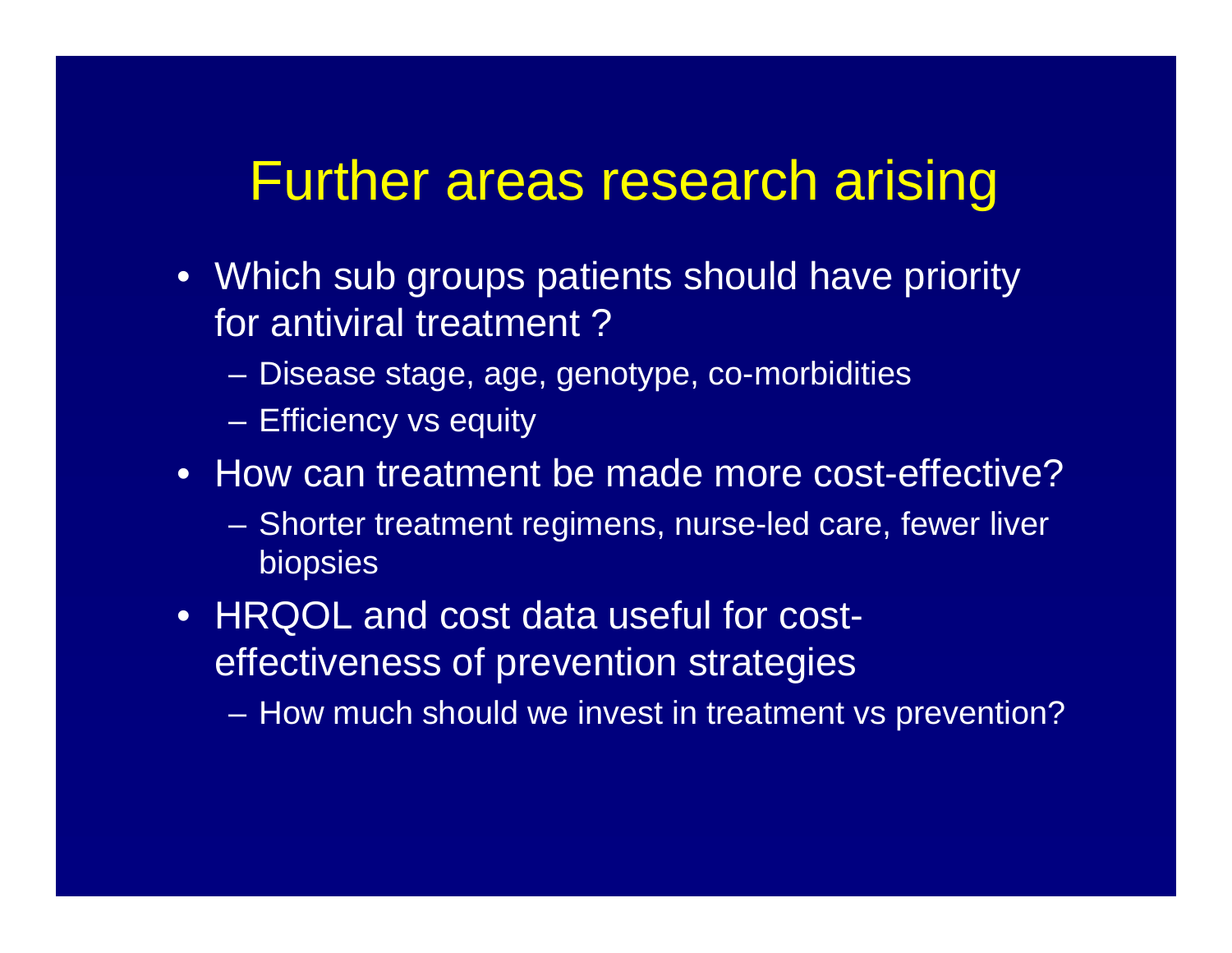# Further areas research arising

- Which sub groups patients should have priority for antiviral treatment ?
  - Disease stage, age, genotype, co-morbidities
  - Efficiency vs equity
- How can treatment be made more cost-effective?
  - Shorter treatment regimens, nurse-led care, fewer liver biopsies
- HRQOL and cost data useful for cost-effectiveness of prevention strategies
  - How much should we invest in treatment vs prevention?